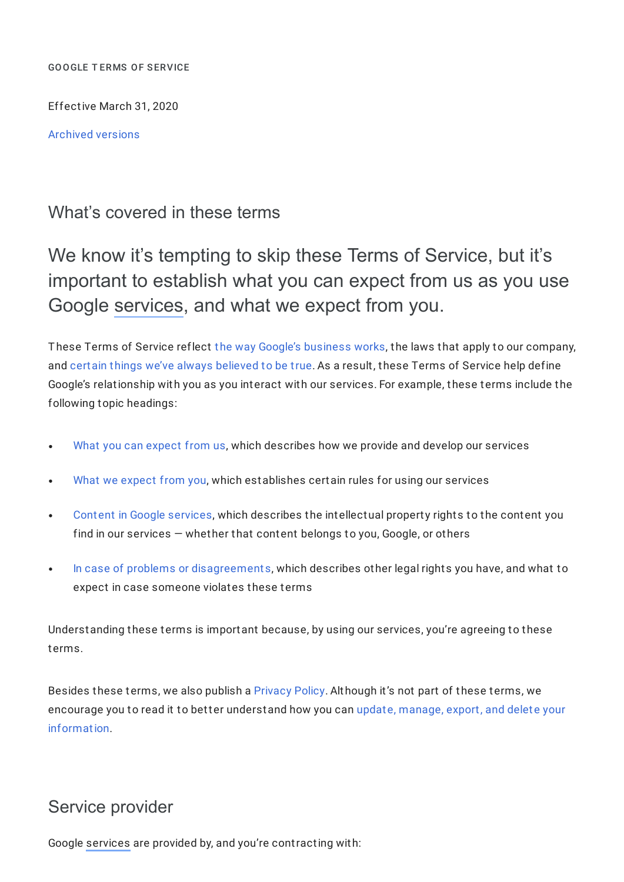GOOGLE TERMS OF SERVICE

Effective March 31, 2020

Archived versions

## What's covered in these terms

# We know it's tempting to skip these Terms of Service, but it's important to establish what you can expect from us as you use Google services, and what we expect from you.

These Terms of Service reflect the way Google's business works, the laws that apply to our company, and certain things we've always believed to be true. As a result, these Terms of Service help define Google's relationship with you as you interact with our services. For example, these terms include the following topic headings:

- What you can expect from us, which describes how we provide and develop our services
- What we expect from you, which establishes certain rules for using our services
- Content in Google services, which describes the intellectual property rights to the content you find in our services — whether that content belongs to you, Google, or others
- In case of problems or disagreements, which describes other legal rights you have, and what to expect in case someone violates these terms

Understanding these terms is important because, by using our services, you're agreeing to these terms.

Besides these terms, we also publish a Privacy Policy. Although it's not part of these terms, we encourage you to read it to better understand how you can update, manage, export, and delete your information.

## Service provider

Google services are provided by, and you're contracting with: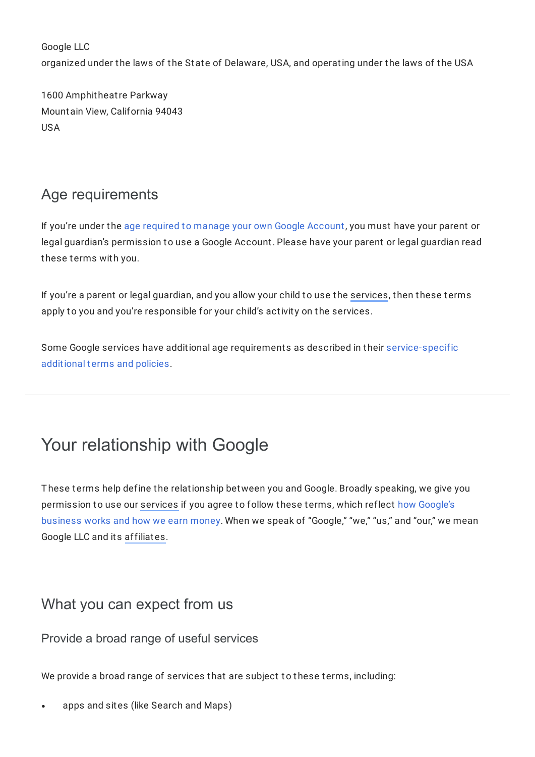Google LLC
organized under the laws of the State of Delaware, USA, and operating under the laws of the USA

1600 Amphitheatre Parkway
Mountain View, California 94043
USA

### Age requirements

If you're under the age required to manage your own Google Account, you must have your parent or legal guardian's permission to use a Google Account. Please have your parent or legal guardian read these terms with you.

If you're a parent or legal guardian, and you allow your child to use the services, then these terms apply to you and you're responsible for your child's activity on the services.

Some Google services have additional age requirements as described in their service-specific additional terms and policies.

---

## Your relationship with Google

These terms help define the relationship between you and Google. Broadly speaking, we give you permission to use our services if you agree to follow these terms, which reflect how Google's business works and how we earn money. When we speak of "Google," "we," "us," and "our," we mean Google LLC and its affiliates.

### What you can expect from us

#### Provide a broad range of useful services

We provide a broad range of services that are subject to these terms, including:

- apps and sites (like Search and Maps)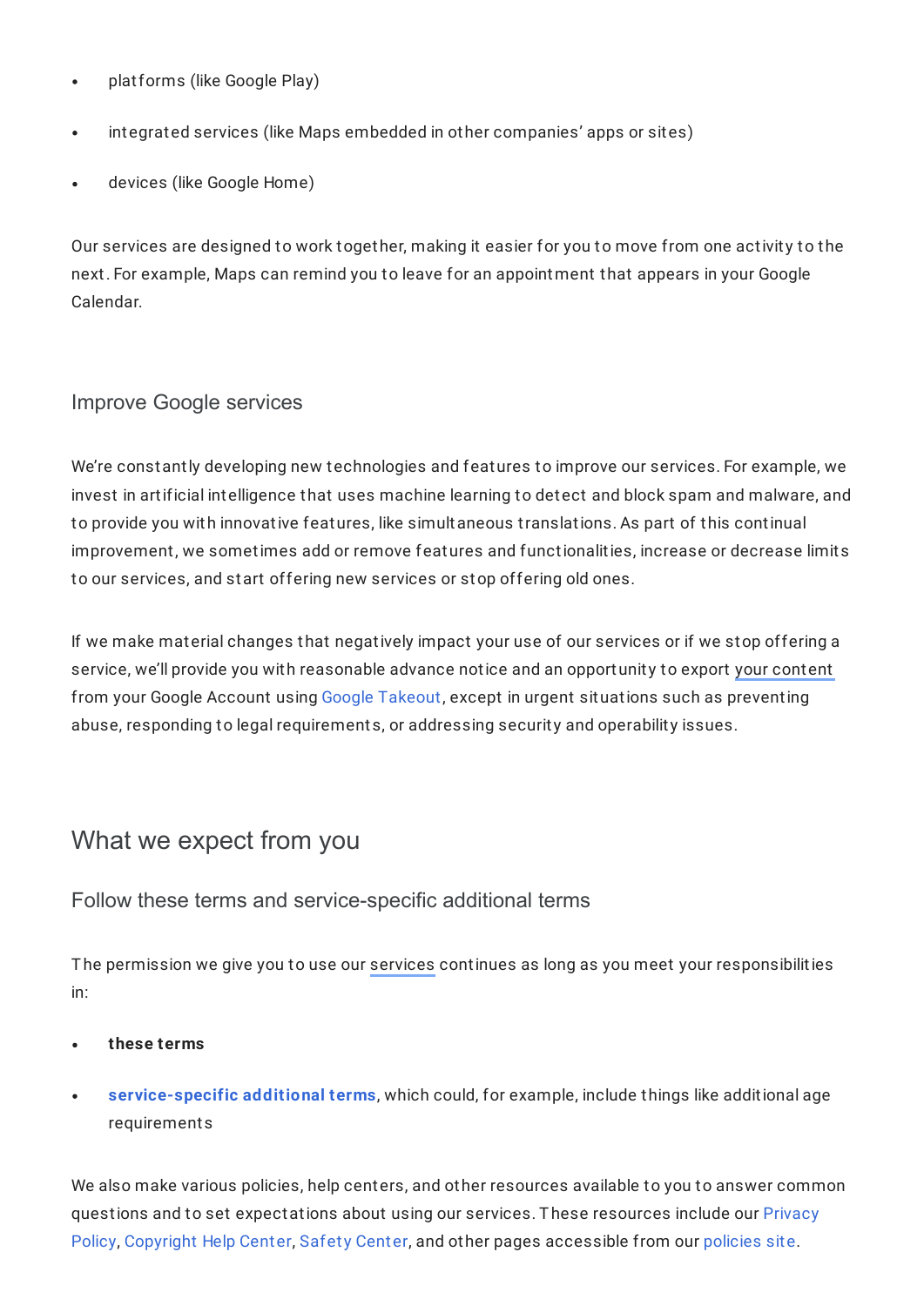- platforms (like Google Play)
- integrated services (like Maps embedded in other companies' apps or sites)
- devices (like Google Home)

Our services are designed to work together, making it easier for you to move from one activity to the next. For example, Maps can remind you to leave for an appointment that appears in your Google Calendar.

### Improve Google services

We're constantly developing new technologies and features to improve our services. For example, we invest in artificial intelligence that uses machine learning to detect and block spam and malware, and to provide you with innovative features, like simultaneous translations. As part of this continual improvement, we sometimes add or remove features and functionalities, increase or decrease limits to our services, and start offering new services or stop offering old ones.

If we make material changes that negatively impact your use of our services or if we stop offering a service, we'll provide you with reasonable advance notice and an opportunity to export your content from your Google Account using Google Takeout, except in urgent situations such as preventing abuse, responding to legal requirements, or addressing security and operability issues.

## What we expect from you

### Follow these terms and service-specific additional terms

The permission we give you to use our services continues as long as you meet your responsibilities in:

- **these terms**
- **service-specific additional terms**, which could, for example, include things like additional age requirements

We also make various policies, help centers, and other resources available to you to answer common questions and to set expectations about using our services. These resources include our Privacy Policy, Copyright Help Center, Safety Center, and other pages accessible from our policies site.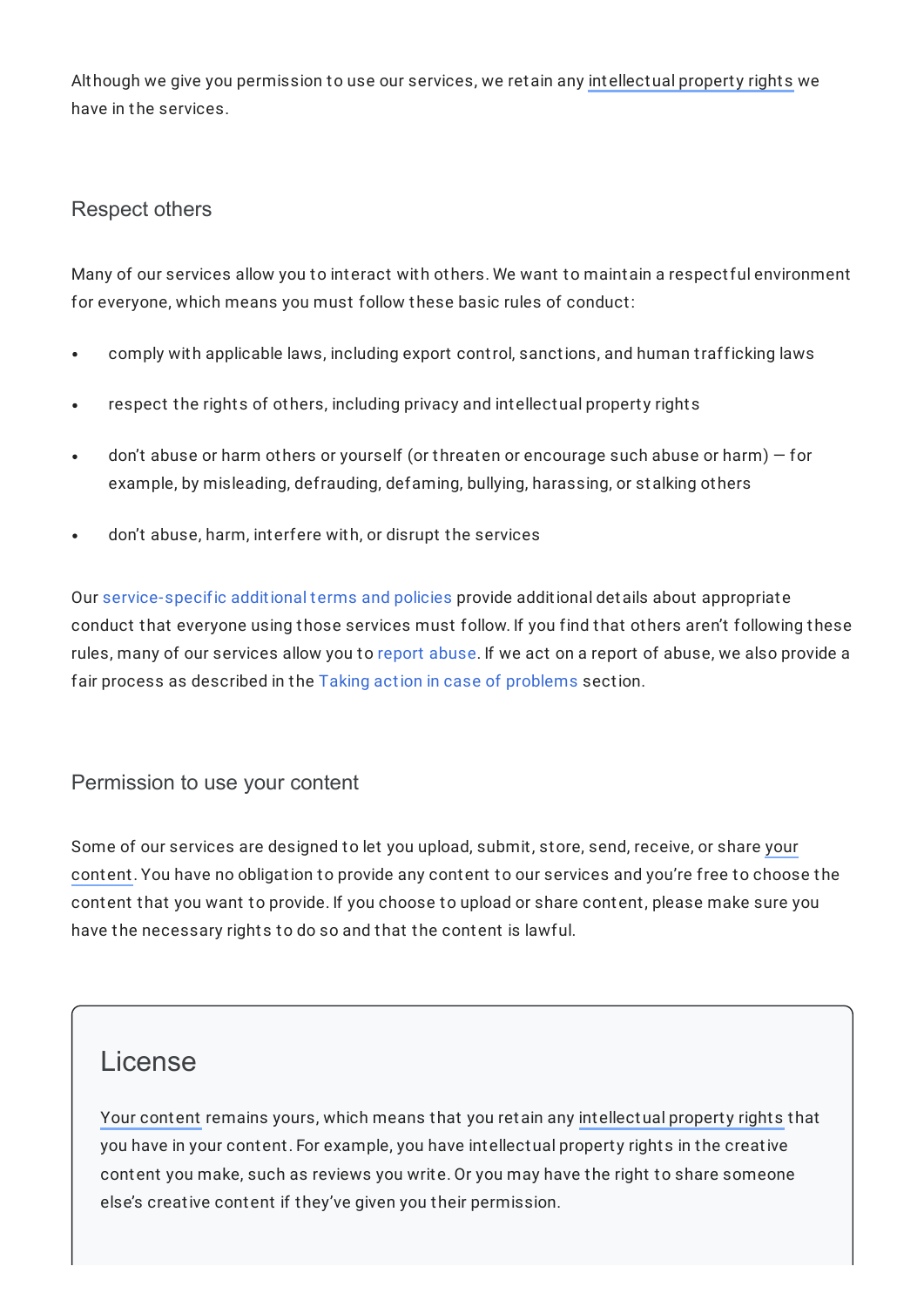Although we give you permission to use our services, we retain any intellectual property rights we have in the services.

## Respect others

Many of our services allow you to interact with others. We want to maintain a respectful environment for everyone, which means you must follow these basic rules of conduct:

- comply with applicable laws, including export control, sanctions, and human trafficking laws
- respect the rights of others, including privacy and intellectual property rights
- don't abuse or harm others or yourself (or threaten or encourage such abuse or harm) — for example, by misleading, defrauding, defaming, bullying, harassing, or stalking others
- don't abuse, harm, interfere with, or disrupt the services

Our service-specific additional terms and policies provide additional details about appropriate conduct that everyone using those services must follow. If you find that others aren't following these rules, many of our services allow you to report abuse. If we act on a report of abuse, we also provide a fair process as described in the Taking action in case of problems section.

## Permission to use your content

Some of our services are designed to let you upload, submit, store, send, receive, or share your content. You have no obligation to provide any content to our services and you're free to choose the content that you want to provide. If you choose to upload or share content, please make sure you have the necessary rights to do so and that the content is lawful.

### License

Your content remains yours, which means that you retain any intellectual property rights that you have in your content. For example, you have intellectual property rights in the creative content you make, such as reviews you write. Or you may have the right to share someone else's creative content if they've given you their permission.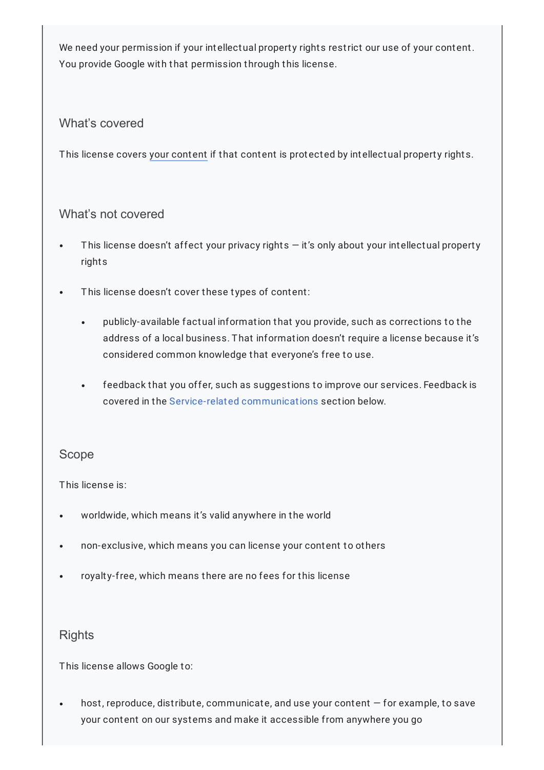We need your permission if your intellectual property rights restrict our use of your content. You provide Google with that permission through this license.

### What's covered

This license covers your content if that content is protected by intellectual property rights.

### What's not covered

- This license doesn't affect your privacy rights — it's only about your intellectual property rights
- This license doesn't cover these types of content:
  - publicly-available factual information that you provide, such as corrections to the address of a local business. That information doesn't require a license because it's considered common knowledge that everyone's free to use.
  - feedback that you offer, such as suggestions to improve our services. Feedback is covered in the Service-related communications section below.

### Scope

This license is:

- worldwide, which means it's valid anywhere in the world
- non-exclusive, which means you can license your content to others
- royalty-free, which means there are no fees for this license

### Rights

This license allows Google to:

- host, reproduce, distribute, communicate, and use your content — for example, to save your content on our systems and make it accessible from anywhere you go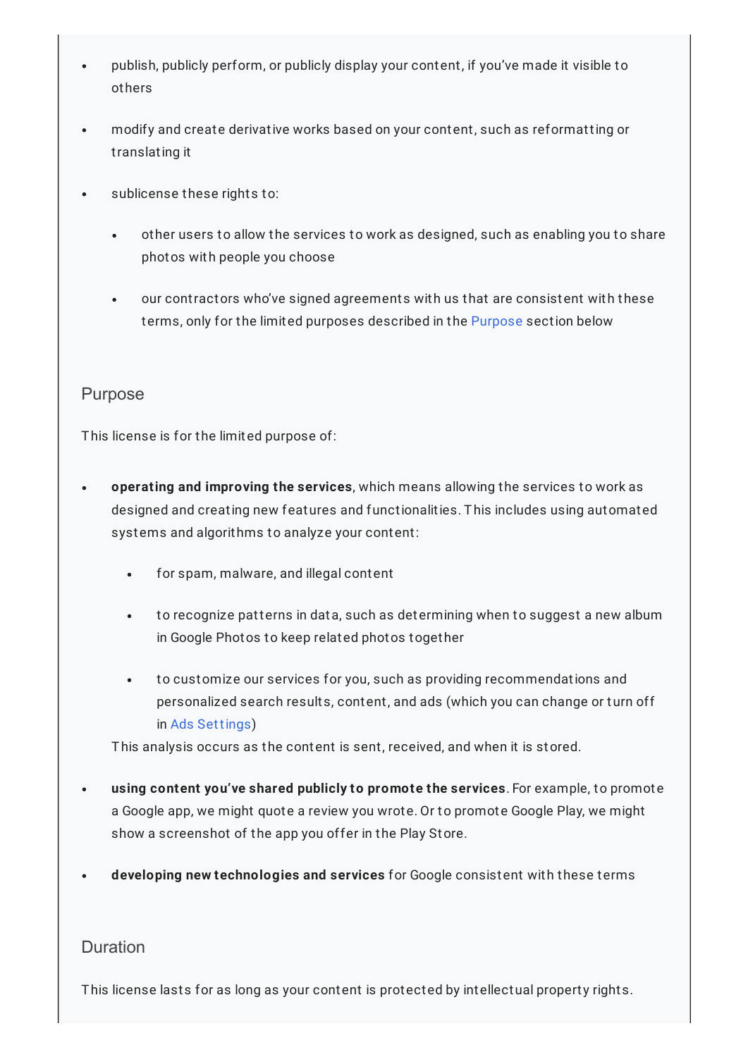- publish, publicly perform, or publicly display your content, if you've made it visible to others
- modify and create derivative works based on your content, such as reformatting or translating it
- sublicense these rights to:
  - other users to allow the services to work as designed, such as enabling you to share photos with people you choose
  - our contractors who've signed agreements with us that are consistent with these terms, only for the limited purposes described in the Purpose section below

### Purpose

This license is for the limited purpose of:

- **operating and improving the services**, which means allowing the services to work as designed and creating new features and functionalities. This includes using automated systems and algorithms to analyze your content:
  - for spam, malware, and illegal content
  - to recognize patterns in data, such as determining when to suggest a new album in Google Photos to keep related photos together
  - to customize our services for you, such as providing recommendations and personalized search results, content, and ads (which you can change or turn off in Ads Settings)

  This analysis occurs as the content is sent, received, and when it is stored.
- **using content you've shared publicly to promote the services**. For example, to promote a Google app, we might quote a review you wrote. Or to promote Google Play, we might show a screenshot of the app you offer in the Play Store.
- **developing new technologies and services** for Google consistent with these terms

### Duration

This license lasts for as long as your content is protected by intellectual property rights.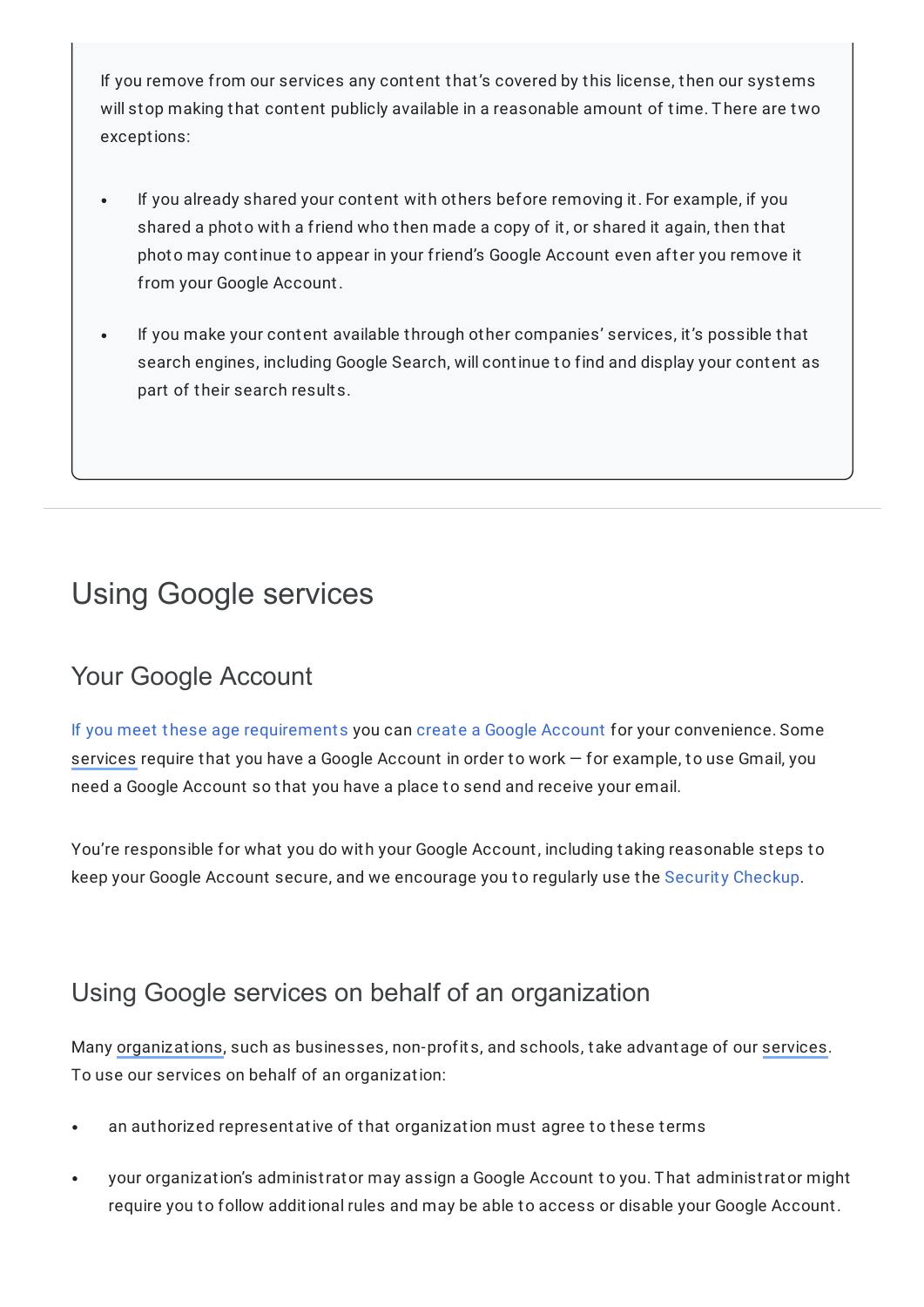If you remove from our services any content that's covered by this license, then our systems will stop making that content publicly available in a reasonable amount of time. There are two exceptions:

- If you already shared your content with others before removing it. For example, if you shared a photo with a friend who then made a copy of it, or shared it again, then that photo may continue to appear in your friend's Google Account even after you remove it from your Google Account.
- If you make your content available through other companies' services, it's possible that search engines, including Google Search, will continue to find and display your content as part of their search results.

# Using Google services

## Your Google Account

If you meet these age requirements you can create a Google Account for your convenience. Some services require that you have a Google Account in order to work — for example, to use Gmail, you need a Google Account so that you have a place to send and receive your email.

You're responsible for what you do with your Google Account, including taking reasonable steps to keep your Google Account secure, and we encourage you to regularly use the Security Checkup.

## Using Google services on behalf of an organization

Many organizations, such as businesses, non-profits, and schools, take advantage of our services. To use our services on behalf of an organization:

- an authorized representative of that organization must agree to these terms
- your organization's administrator may assign a Google Account to you. That administrator might require you to follow additional rules and may be able to access or disable your Google Account.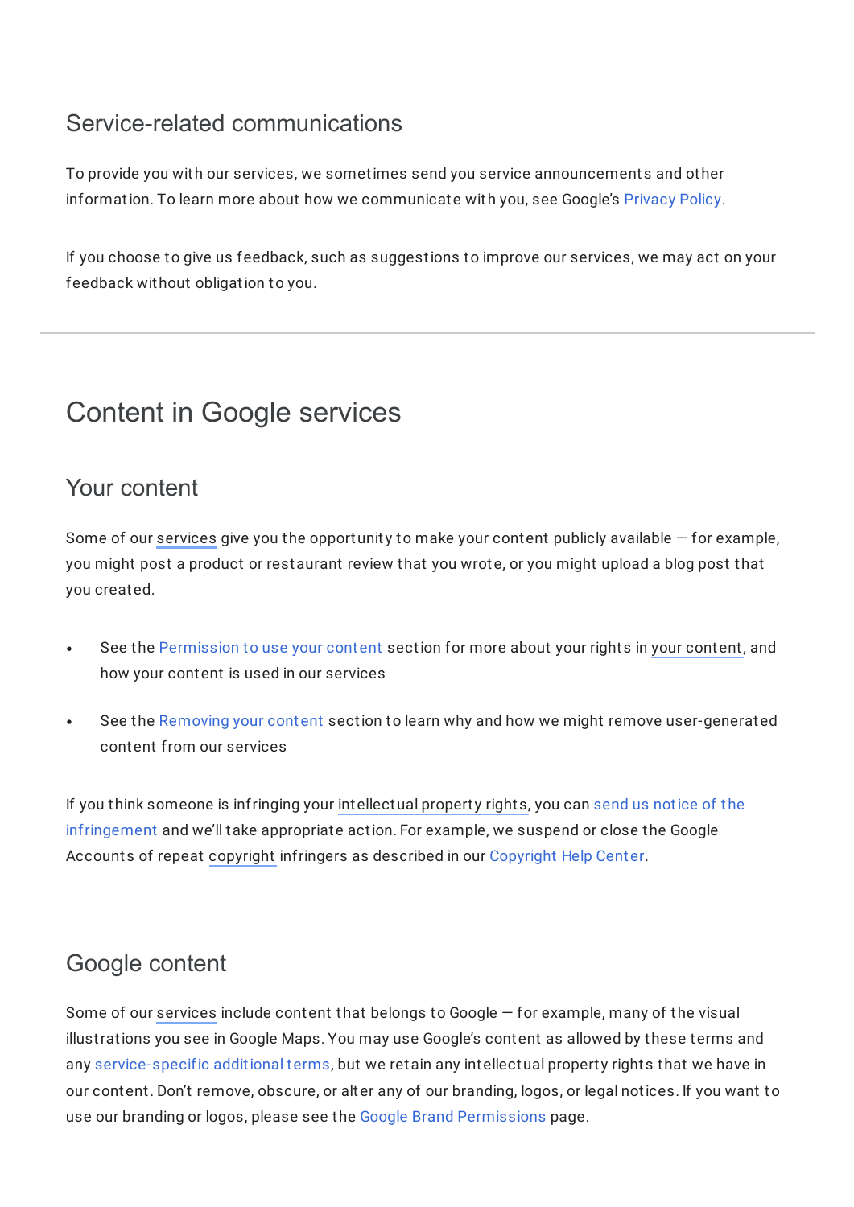### Service-related communications

To provide you with our services, we sometimes send you service announcements and other information. To learn more about how we communicate with you, see Google's Privacy Policy.

If you choose to give us feedback, such as suggestions to improve our services, we may act on your feedback without obligation to you.

---

## Content in Google services

### Your content

Some of our services give you the opportunity to make your content publicly available — for example, you might post a product or restaurant review that you wrote, or you might upload a blog post that you created.

- See the Permission to use your content section for more about your rights in your content, and how your content is used in our services
- See the Removing your content section to learn why and how we might remove user-generated content from our services

If you think someone is infringing your intellectual property rights, you can send us notice of the infringement and we'll take appropriate action. For example, we suspend or close the Google Accounts of repeat copyright infringers as described in our Copyright Help Center.

### Google content

Some of our services include content that belongs to Google — for example, many of the visual illustrations you see in Google Maps. You may use Google's content as allowed by these terms and any service-specific additional terms, but we retain any intellectual property rights that we have in our content. Don't remove, obscure, or alter any of our branding, logos, or legal notices. If you want to use our branding or logos, please see the Google Brand Permissions page.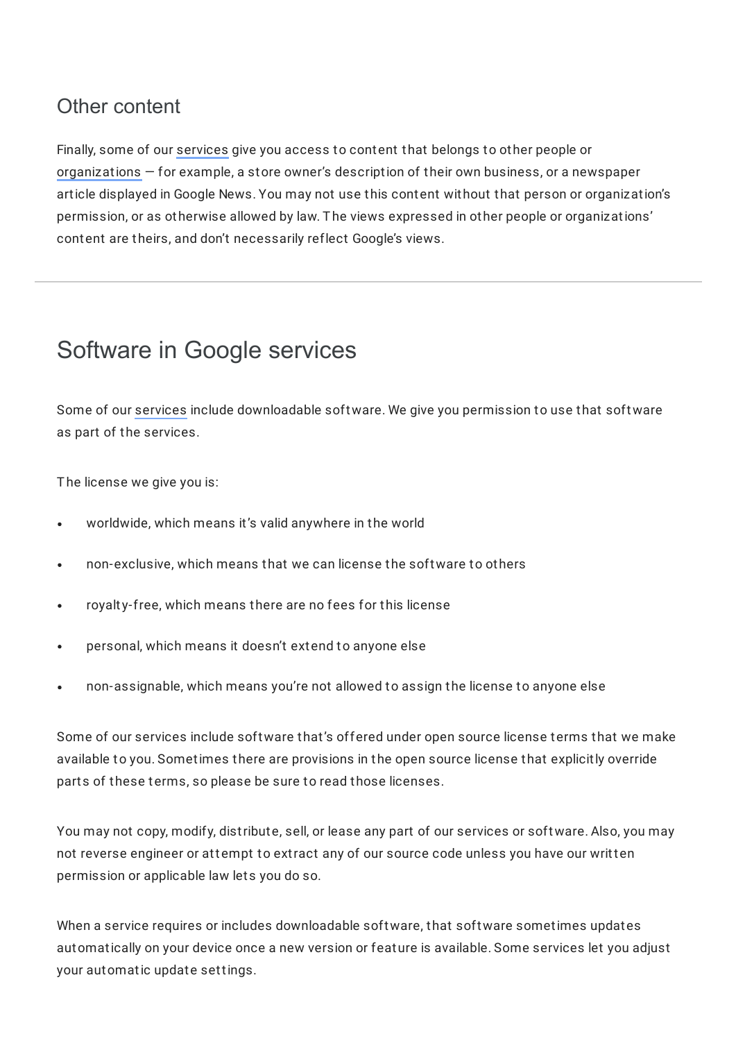### Other content

Finally, some of our services give you access to content that belongs to other people or organizations — for example, a store owner's description of their own business, or a newspaper article displayed in Google News. You may not use this content without that person or organization's permission, or as otherwise allowed by law. The views expressed in other people or organizations' content are theirs, and don't necessarily reflect Google's views.

---

## Software in Google services

Some of our services include downloadable software. We give you permission to use that software as part of the services.

The license we give you is:

- worldwide, which means it's valid anywhere in the world
- non-exclusive, which means that we can license the software to others
- royalty-free, which means there are no fees for this license
- personal, which means it doesn't extend to anyone else
- non-assignable, which means you're not allowed to assign the license to anyone else

Some of our services include software that's offered under open source license terms that we make available to you. Sometimes there are provisions in the open source license that explicitly override parts of these terms, so please be sure to read those licenses.

You may not copy, modify, distribute, sell, or lease any part of our services or software. Also, you may not reverse engineer or attempt to extract any of our source code unless you have our written permission or applicable law lets you do so.

When a service requires or includes downloadable software, that software sometimes updates automatically on your device once a new version or feature is available. Some services let you adjust your automatic update settings.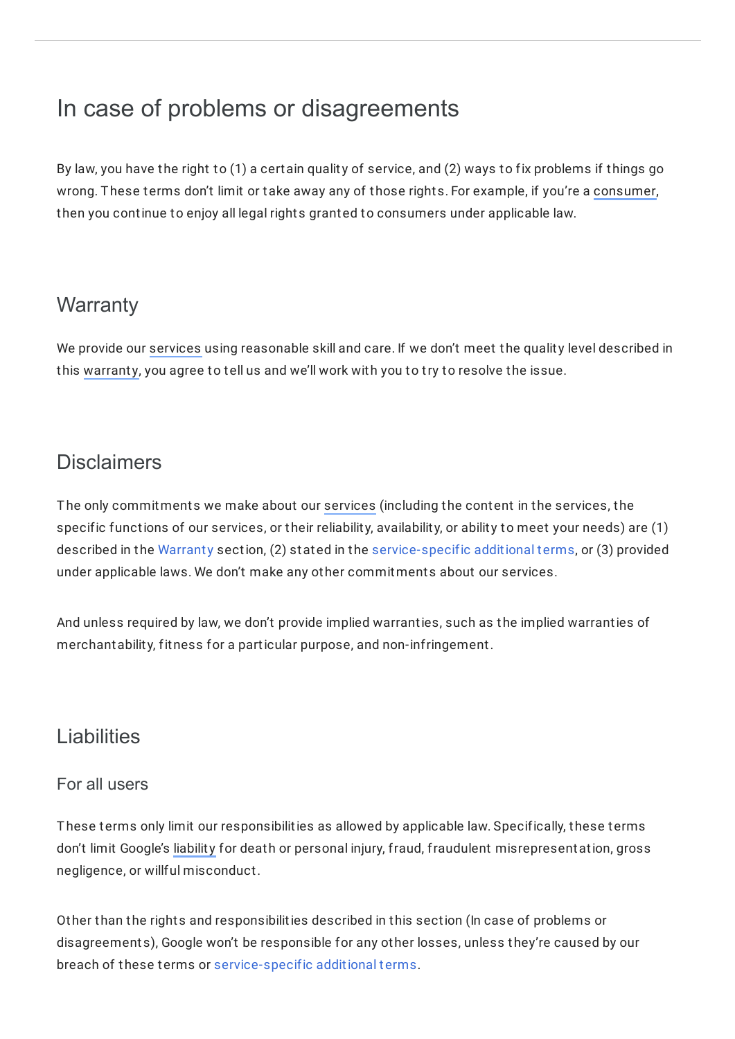# In case of problems or disagreements

By law, you have the right to (1) a certain quality of service, and (2) ways to fix problems if things go wrong. These terms don't limit or take away any of those rights. For example, if you're a consumer, then you continue to enjoy all legal rights granted to consumers under applicable law.

## Warranty

We provide our services using reasonable skill and care. If we don't meet the quality level described in this warranty, you agree to tell us and we'll work with you to try to resolve the issue.

## Disclaimers

The only commitments we make about our services (including the content in the services, the specific functions of our services, or their reliability, availability, or ability to meet your needs) are (1) described in the Warranty section, (2) stated in the service-specific additional terms, or (3) provided under applicable laws. We don't make any other commitments about our services.

And unless required by law, we don't provide implied warranties, such as the implied warranties of merchantability, fitness for a particular purpose, and non-infringement.

## Liabilities

### For all users

These terms only limit our responsibilities as allowed by applicable law. Specifically, these terms don't limit Google's liability for death or personal injury, fraud, fraudulent misrepresentation, gross negligence, or willful misconduct.

Other than the rights and responsibilities described in this section (In case of problems or disagreements), Google won't be responsible for any other losses, unless they're caused by our breach of these terms or service-specific additional terms.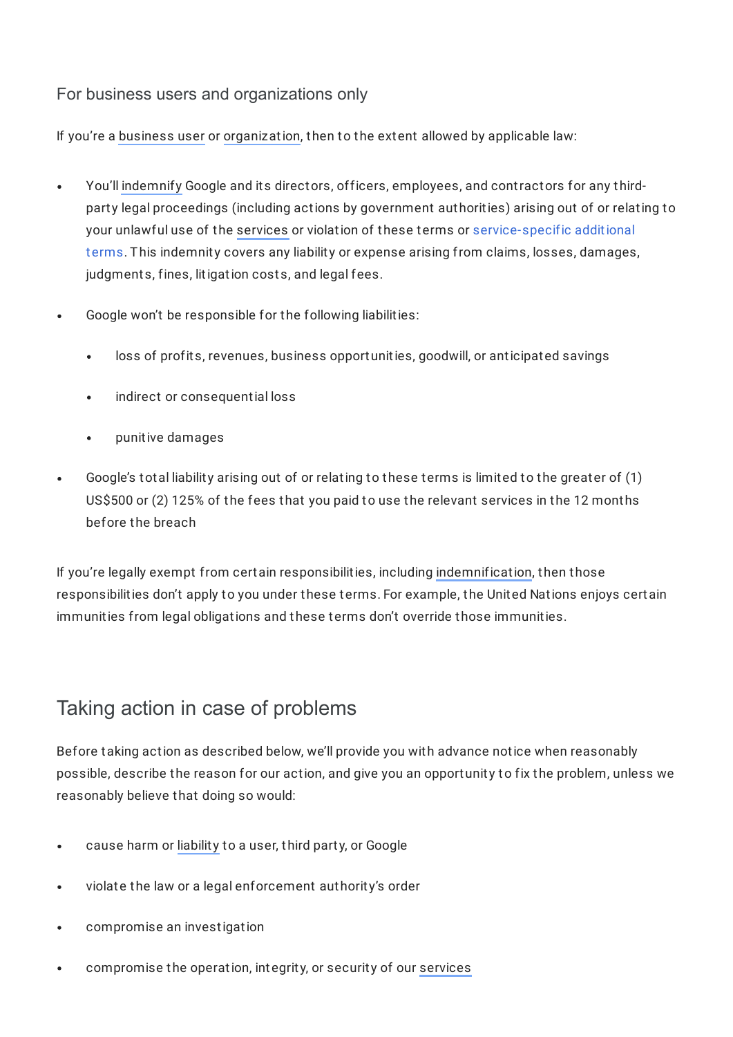### For business users and organizations only

If you're a business user or organization, then to the extent allowed by applicable law:

- You'll indemnify Google and its directors, officers, employees, and contractors for any third-party legal proceedings (including actions by government authorities) arising out of or relating to your unlawful use of the services or violation of these terms or service-specific additional terms. This indemnity covers any liability or expense arising from claims, losses, damages, judgments, fines, litigation costs, and legal fees.
- Google won't be responsible for the following liabilities:
    - loss of profits, revenues, business opportunities, goodwill, or anticipated savings
    - indirect or consequential loss
    - punitive damages
- Google's total liability arising out of or relating to these terms is limited to the greater of (1) US$500 or (2) 125% of the fees that you paid to use the relevant services in the 12 months before the breach

If you're legally exempt from certain responsibilities, including indemnification, then those responsibilities don't apply to you under these terms. For example, the United Nations enjoys certain immunities from legal obligations and these terms don't override those immunities.

## Taking action in case of problems

Before taking action as described below, we'll provide you with advance notice when reasonably possible, describe the reason for our action, and give you an opportunity to fix the problem, unless we reasonably believe that doing so would:

- cause harm or liability to a user, third party, or Google
- violate the law or a legal enforcement authority's order
- compromise an investigation
- compromise the operation, integrity, or security of our services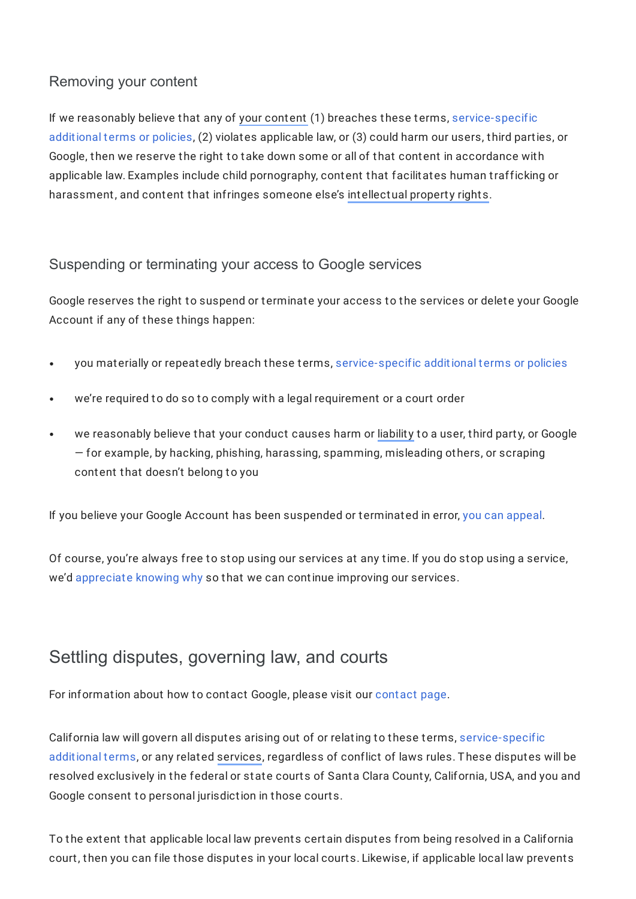### Removing your content

If we reasonably believe that any of your content (1) breaches these terms, service-specific additional terms or policies, (2) violates applicable law, or (3) could harm our users, third parties, or Google, then we reserve the right to take down some or all of that content in accordance with applicable law. Examples include child pornography, content that facilitates human trafficking or harassment, and content that infringes someone else's intellectual property rights.

### Suspending or terminating your access to Google services

Google reserves the right to suspend or terminate your access to the services or delete your Google Account if any of these things happen:

- you materially or repeatedly breach these terms, service-specific additional terms or policies
- we're required to do so to comply with a legal requirement or a court order
- we reasonably believe that your conduct causes harm or liability to a user, third party, or Google — for example, by hacking, phishing, harassing, spamming, misleading others, or scraping content that doesn't belong to you

If you believe your Google Account has been suspended or terminated in error, you can appeal.

Of course, you're always free to stop using our services at any time. If you do stop using a service, we'd appreciate knowing why so that we can continue improving our services.

## Settling disputes, governing law, and courts

For information about how to contact Google, please visit our contact page.

California law will govern all disputes arising out of or relating to these terms, service-specific additional terms, or any related services, regardless of conflict of laws rules. These disputes will be resolved exclusively in the federal or state courts of Santa Clara County, California, USA, and you and Google consent to personal jurisdiction in those courts.

To the extent that applicable local law prevents certain disputes from being resolved in a California court, then you can file those disputes in your local courts. Likewise, if applicable local law prevents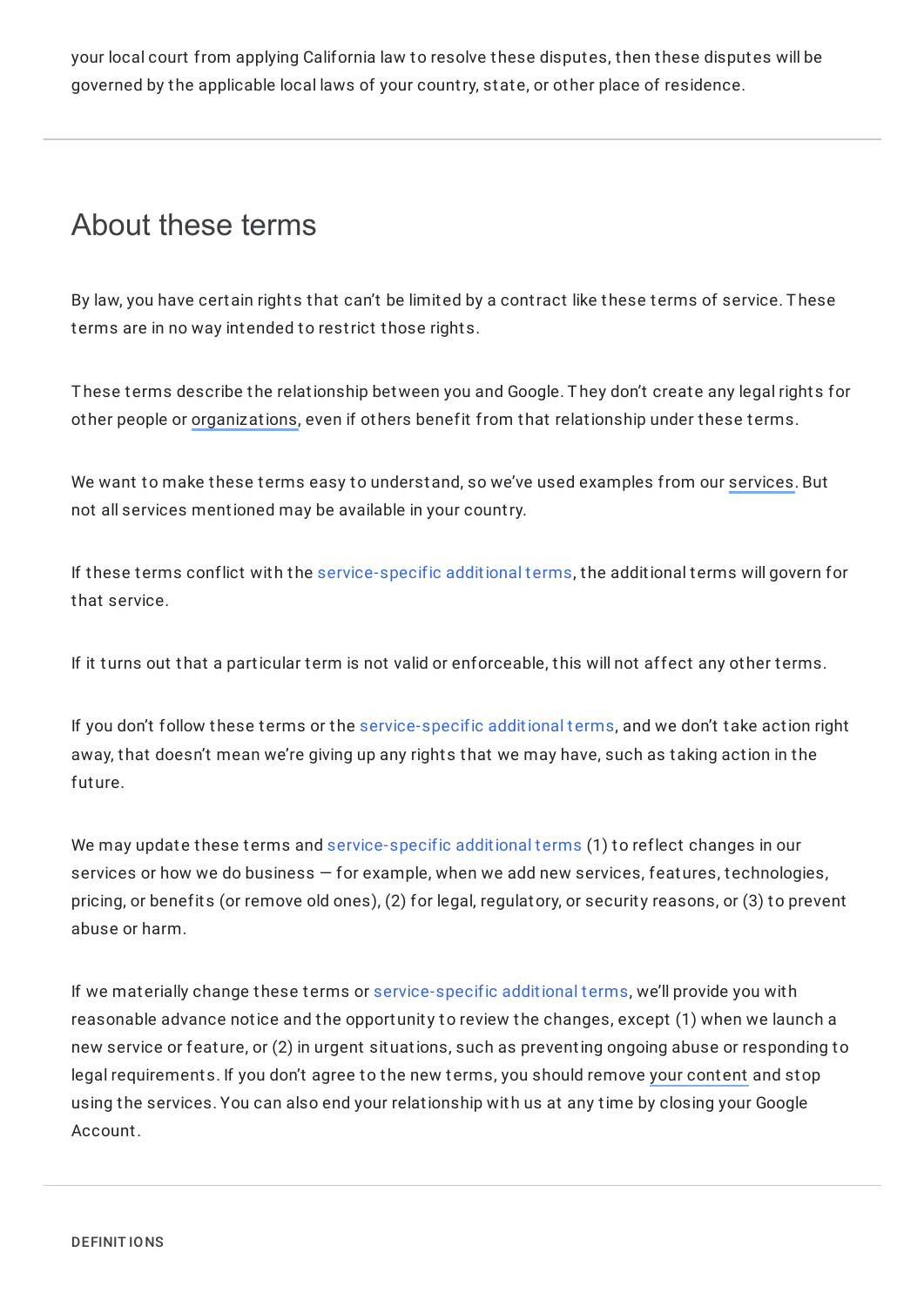your local court from applying California law to resolve these disputes, then these disputes will be governed by the applicable local laws of your country, state, or other place of residence.

---

## About these terms

By law, you have certain rights that can't be limited by a contract like these terms of service. These terms are in no way intended to restrict those rights.

These terms describe the relationship between you and Google. They don't create any legal rights for other people or organizations, even if others benefit from that relationship under these terms.

We want to make these terms easy to understand, so we've used examples from our services. But not all services mentioned may be available in your country.

If these terms conflict with the service-specific additional terms, the additional terms will govern for that service.

If it turns out that a particular term is not valid or enforceable, this will not affect any other terms.

If you don't follow these terms or the service-specific additional terms, and we don't take action right away, that doesn't mean we're giving up any rights that we may have, such as taking action in the future.

We may update these terms and service-specific additional terms (1) to reflect changes in our services or how we do business — for example, when we add new services, features, technologies, pricing, or benefits (or remove old ones), (2) for legal, regulatory, or security reasons, or (3) to prevent abuse or harm.

If we materially change these terms or service-specific additional terms, we'll provide you with reasonable advance notice and the opportunity to review the changes, except (1) when we launch a new service or feature, or (2) in urgent situations, such as preventing ongoing abuse or responding to legal requirements. If you don't agree to the new terms, you should remove your content and stop using the services. You can also end your relationship with us at any time by closing your Google Account.

---

DEFINITIONS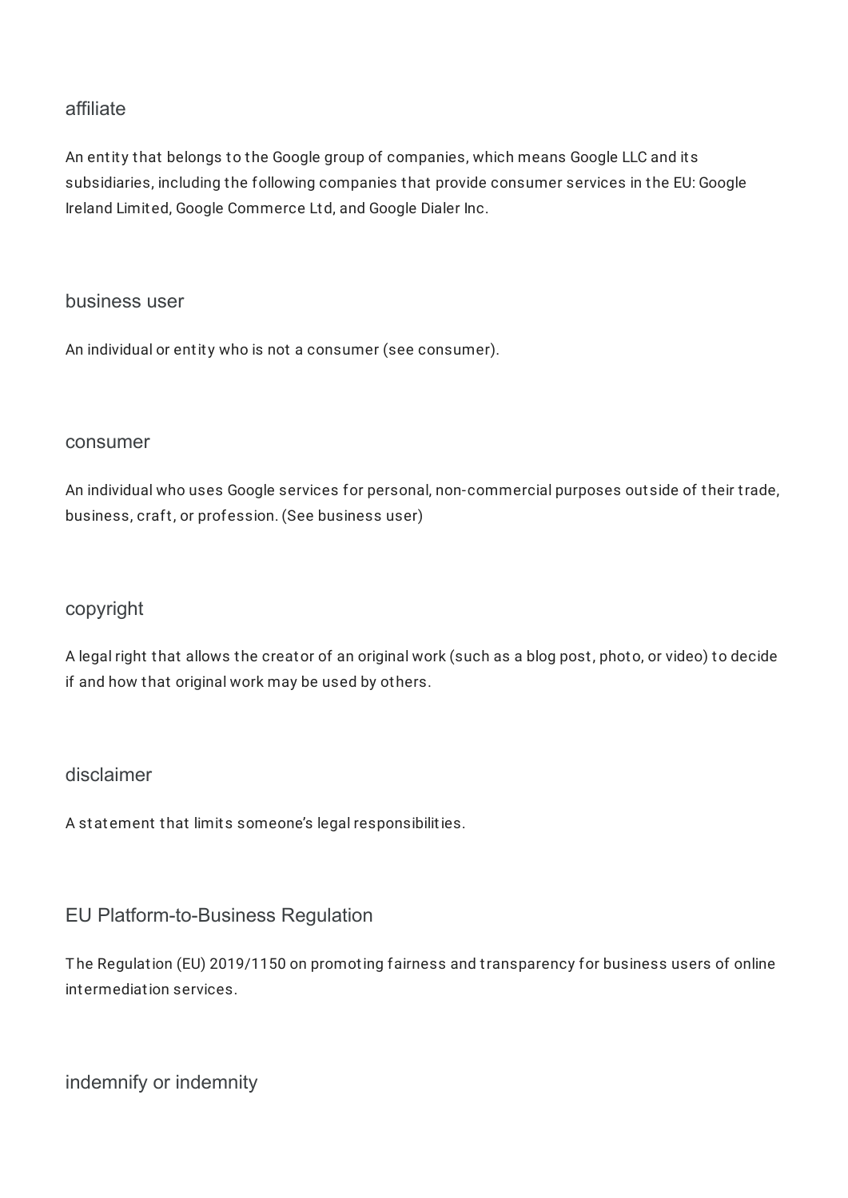### affiliate

An entity that belongs to the Google group of companies, which means Google LLC and its subsidiaries, including the following companies that provide consumer services in the EU: Google Ireland Limited, Google Commerce Ltd, and Google Dialer Inc.

### business user

An individual or entity who is not a consumer (see consumer).

### consumer

An individual who uses Google services for personal, non-commercial purposes outside of their trade, business, craft, or profession. (See business user)

### copyright

A legal right that allows the creator of an original work (such as a blog post, photo, or video) to decide if and how that original work may be used by others.

### disclaimer

A statement that limits someone's legal responsibilities.

### EU Platform-to-Business Regulation

The Regulation (EU) 2019/1150 on promoting fairness and transparency for business users of online intermediation services.

### indemnify or indemnity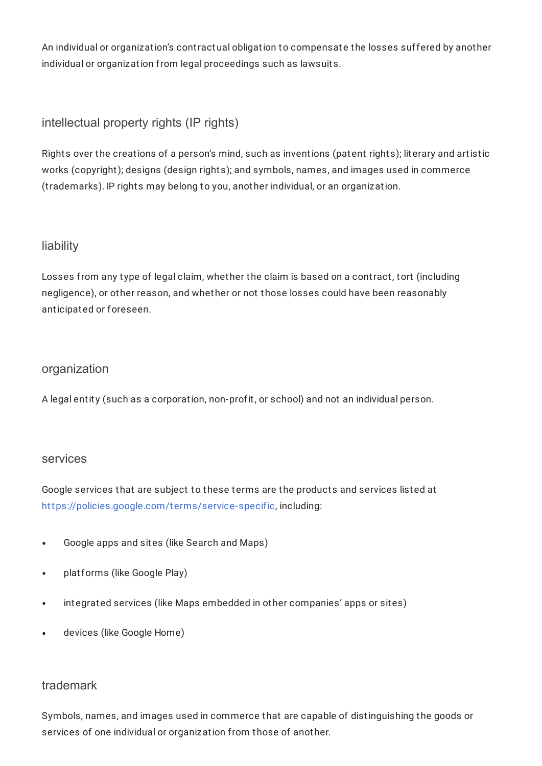An individual or organization's contractual obligation to compensate the losses suffered by another individual or organization from legal proceedings such as lawsuits.

### intellectual property rights (IP rights)

Rights over the creations of a person's mind, such as inventions (patent rights); literary and artistic works (copyright); designs (design rights); and symbols, names, and images used in commerce (trademarks). IP rights may belong to you, another individual, or an organization.

### liability

Losses from any type of legal claim, whether the claim is based on a contract, tort (including negligence), or other reason, and whether or not those losses could have been reasonably anticipated or foreseen.

### organization

A legal entity (such as a corporation, non-profit, or school) and not an individual person.

### services

Google services that are subject to these terms are the products and services listed at https://policies.google.com/terms/service-specific, including:

- Google apps and sites (like Search and Maps)
- platforms (like Google Play)
- integrated services (like Maps embedded in other companies' apps or sites)
- devices (like Google Home)

### trademark

Symbols, names, and images used in commerce that are capable of distinguishing the goods or services of one individual or organization from those of another.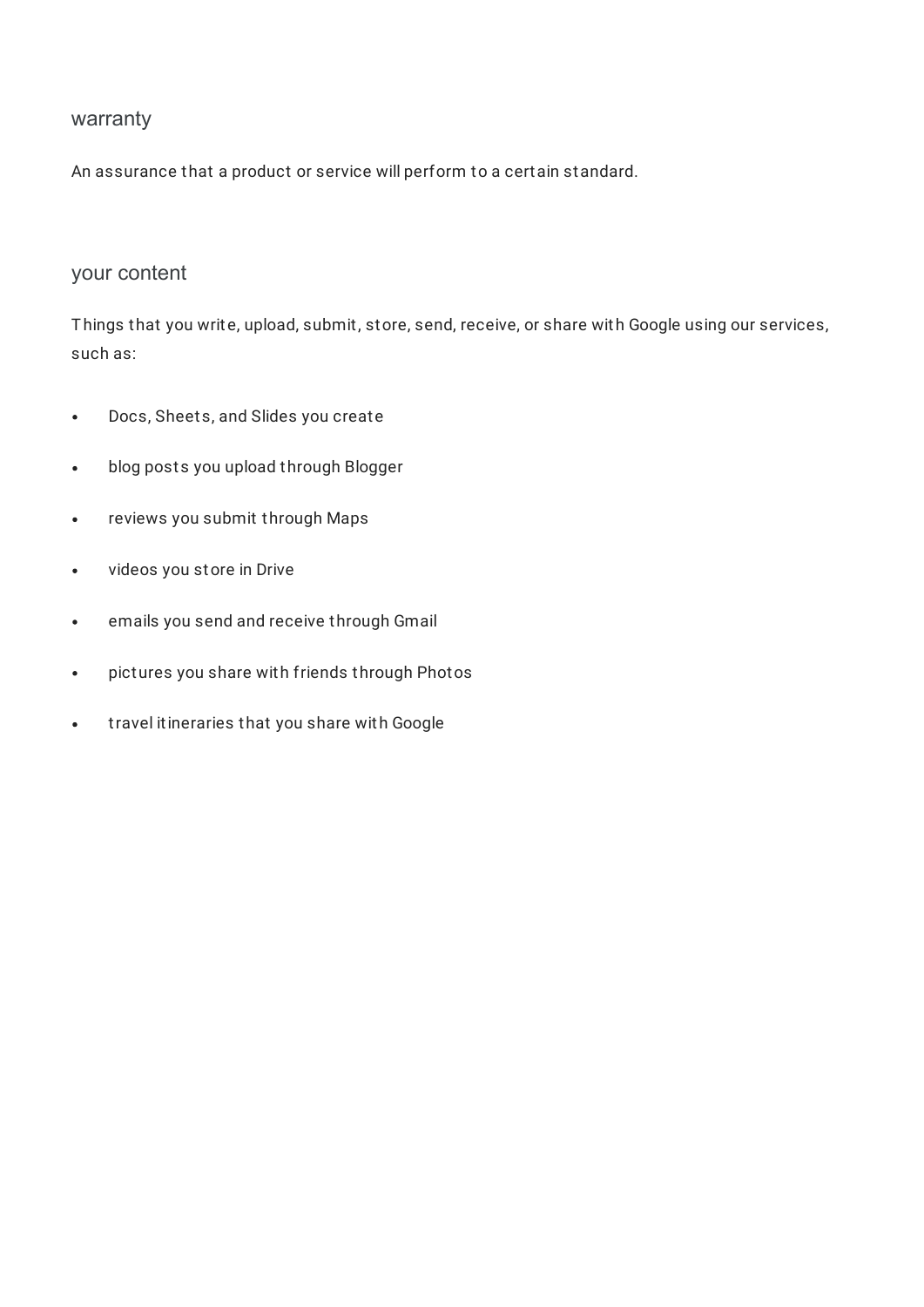### warranty

An assurance that a product or service will perform to a certain standard.

### your content

Things that you write, upload, submit, store, send, receive, or share with Google using our services, such as:

- Docs, Sheets, and Slides you create
- blog posts you upload through Blogger
- reviews you submit through Maps
- videos you store in Drive
- emails you send and receive through Gmail
- pictures you share with friends through Photos
- travel itineraries that you share with Google